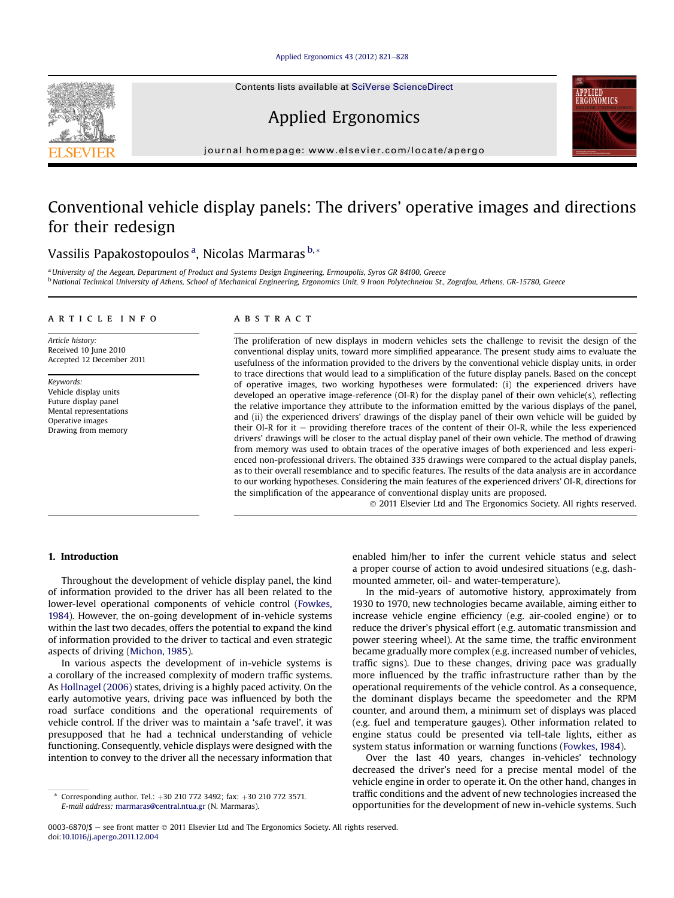# Conventional vehicle display panels: The drivers' operative images and directions for their redesign

Vassilis Papakostopoulos [a], Nicolas Marmaras [b,*]

[a] University of the Aegean, Department of Product and Systems Design Engineering, Ermoupolis, Syros GR 84100, Greece

[b] National Technical University of Athens, School of Mechanical Engineering, Ergonomics Unit, 9 Iroon Polytechneiou St., Zografou, Athens, GR-15780, Greece

## ARTICLE INFO

*Article history:*
Received 10 June 2010
Accepted 12 December 2011

*Keywords:*
Vehicle display units
Future display panel
Mental representations
Operative images
Drawing from memory

## ABSTRACT

The proliferation of new displays in modern vehicles sets the challenge to revisit the design of the conventional display units, toward more simplified appearance. The present study aims to evaluate the usefulness of the information provided to the drivers by the conventional vehicle display units, in order to trace directions that would lead to a simplification of the future display panels. Based on the concept of operative images, two working hypotheses were formulated: (i) the experienced drivers have developed an operative image-reference (OI-R) for the display panel of their own vehicle(s), reflecting the relative importance they attribute to the information emitted by the various displays of the panel, and (ii) the experienced drivers' drawings of the display panel of their own vehicle will be guided by their OI-R for it – providing therefore traces of the content of their OI-R, while the less experienced drivers' drawings will be closer to the actual display panel of their own vehicle. The method of drawing from memory was used to obtain traces of the operative images of both experienced and less experienced non-professional drivers. The obtained 335 drawings were compared to the actual display panels, as to their overall resemblance and to specific features. The results of the data analysis are in accordance to our working hypotheses. Considering the main features of the experienced drivers' OI-R, directions for the simplification of the appearance of conventional display units are proposed.

© 2011 Elsevier Ltd and The Ergonomics Society. All rights reserved.

## 1. Introduction

Throughout the development of vehicle display panel, the kind of information provided to the driver has all been related to the lower-level operational components of vehicle control (Fowkes, 1984). However, the on-going development of in-vehicle systems within the last two decades, offers the potential to expand the kind of information provided to the driver to tactical and even strategic aspects of driving (Michon, 1985).

In various aspects the development of in-vehicle systems is a corollary of the increased complexity of modern traffic systems. As Hollnagel (2006) states, driving is a highly paced activity. On the early automotive years, driving pace was influenced by both the road surface conditions and the operational requirements of vehicle control. If the driver was to maintain a 'safe travel', it was presupposed that he had a technical understanding of vehicle functioning. Consequently, vehicle displays were designed with the intention to convey to the driver all the necessary information that enabled him/her to infer the current vehicle status and select a proper course of action to avoid undesired situations (e.g. dash-mounted ammeter, oil- and water-temperature).

In the mid-years of automotive history, approximately from 1930 to 1970, new technologies became available, aiming either to increase vehicle engine efficiency (e.g. air-cooled engine) or to reduce the driver's physical effort (e.g. automatic transmission and power steering wheel). At the same time, the traffic environment became gradually more complex (e.g. increased number of vehicles, traffic signs). Due to these changes, driving pace was gradually more influenced by the traffic infrastructure rather than by the operational requirements of the vehicle control. As a consequence, the dominant displays became the speedometer and the RPM counter, and around them, a minimum set of displays was placed (e.g. fuel and temperature gauges). Other information related to engine status could be presented via tell-tale lights, either as system status information or warning functions (Fowkes, 1984).

Over the last 40 years, changes in-vehicles' technology decreased the driver's need for a precise mental model of the vehicle engine in order to operate it. On the other hand, changes in traffic conditions and the advent of new technologies increased the opportunities for the development of new in-vehicle systems. Such

* Corresponding author. Tel.: +30 210 772 3492; fax: +30 210 772 3571. E-mail address: marmaras@central.ntua.gr (N. Marmaras).

0003-6870/$ – see front matter © 2011 Elsevier Ltd and The Ergonomics Society. All rights reserved.
doi:10.1016/j.apergo.2011.12.004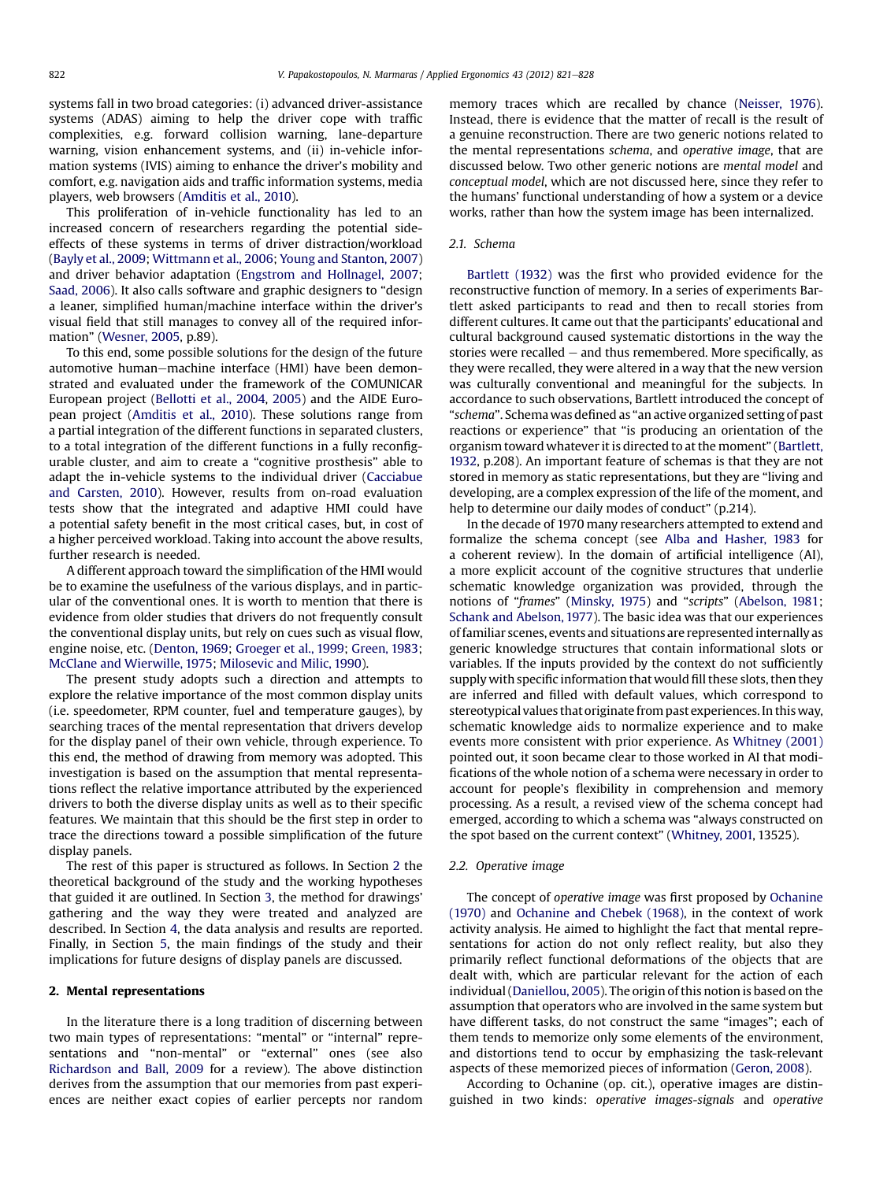systems fall in two broad categories: (i) advanced driver-assistance systems (ADAS) aiming to help the driver cope with traffic complexities, e.g. forward collision warning, lane-departure warning, vision enhancement systems, and (ii) in-vehicle information systems (IVIS) aiming to enhance the driver's mobility and comfort, e.g. navigation aids and traffic information systems, media players, web browsers (Amditis et al., 2010).

This proliferation of in-vehicle functionality has led to an increased concern of researchers regarding the potential side-effects of these systems in terms of driver distraction/workload (Bayly et al., 2009; Wittmann et al., 2006; Young and Stanton, 2007) and driver behavior adaptation (Engstrom and Hollnagel, 2007; Saad, 2006). It also calls software and graphic designers to "design a leaner, simplified human/machine interface within the driver's visual field that still manages to convey all of the required information" (Wesner, 2005, p.89).

To this end, some possible solutions for the design of the future automotive human–machine interface (HMI) have been demonstrated and evaluated under the framework of the COMUNICAR European project (Bellotti et al., 2004, 2005) and the AIDE European project (Amditis et al., 2010). These solutions range from a partial integration of the different functions in separated clusters, to a total integration of the different functions in a fully reconfigurable cluster, and aim to create a "cognitive prosthesis" able to adapt the in-vehicle systems to the individual driver (Cacciabue and Carsten, 2010). However, results from on-road evaluation tests show that the integrated and adaptive HMI could have a potential safety benefit in the most critical cases, but, in cost of a higher perceived workload. Taking into account the above results, further research is needed.

A different approach toward the simplification of the HMI would be to examine the usefulness of the various displays, and in particular of the conventional ones. It is worth to mention that there is evidence from older studies that drivers do not frequently consult the conventional display units, but rely on cues such as visual flow, engine noise, etc. (Denton, 1969; Groeger et al., 1999; Green, 1983; McClane and Wierwille, 1975; Milosevic and Milic, 1990).

The present study adopts such a direction and attempts to explore the relative importance of the most common display units (i.e. speedometer, RPM counter, fuel and temperature gauges), by searching traces of the mental representation that drivers develop for the display panel of their own vehicle, through experience. To this end, the method of drawing from memory was adopted. This investigation is based on the assumption that mental representations reflect the relative importance attributed by the experienced drivers to both the diverse display units as well as to their specific features. We maintain that this should be the first step in order to trace the directions toward a possible simplification of the future display panels.

The rest of this paper is structured as follows. In Section 2 the theoretical background of the study and the working hypotheses that guided it are outlined. In Section 3, the method for drawings' gathering and the way they were treated and analyzed are described. In Section 4, the data analysis and results are reported. Finally, in Section 5, the main findings of the study and their implications for future designs of display panels are discussed.

## 2. Mental representations

In the literature there is a long tradition of discerning between two main types of representations: "mental" or "internal" representations and "non-mental" or "external" ones (see also Richardson and Ball, 2009 for a review). The above distinction derives from the assumption that our memories from past experiences are neither exact copies of earlier percepts nor random memory traces which are recalled by chance (Neisser, 1976). Instead, there is evidence that the matter of recall is the result of a genuine reconstruction. There are two generic notions related to the mental representations *schema*, and *operative image*, that are discussed below. Two other generic notions are *mental model* and *conceptual model*, which are not discussed here, since they refer to the humans' functional understanding of how a system or a device works, rather than how the system image has been internalized.

### 2.1. Schema

Bartlett (1932) was the first who provided evidence for the reconstructive function of memory. In a series of experiments Bartlett asked participants to read and then to recall stories from different cultures. It came out that the participants' educational and cultural background caused systematic distortions in the way the stories were recalled – and thus remembered. More specifically, as they were recalled, they were altered in a way that the new version was culturally conventional and meaningful for the subjects. In accordance to such observations, Bartlett introduced the concept of "*schema*". Schema was defined as "an active organized setting of past reactions or experience" that "is producing an orientation of the organism toward whatever it is directed to at the moment" (Bartlett, 1932, p.208). An important feature of schemas is that they are not stored in memory as static representations, but they are "living and developing, are a complex expression of the life of the moment, and help to determine our daily modes of conduct" (p.214).

In the decade of 1970 many researchers attempted to extend and formalize the schema concept (see Alba and Hasher, 1983 for a coherent review). In the domain of artificial intelligence (AI), a more explicit account of the cognitive structures that underlie schematic knowledge organization was provided, through the notions of "*frames*" (Minsky, 1975) and "*scripts*" (Abelson, 1981; Schank and Abelson, 1977). The basic idea was that our experiences of familiar scenes, events and situations are represented internally as generic knowledge structures that contain informational slots or variables. If the inputs provided by the context do not sufficiently supply with specific information that would fill these slots, then they are inferred and filled with default values, which correspond to stereotypical values that originate from past experiences. In this way, schematic knowledge aids to normalize experience and to make events more consistent with prior experience. As Whitney (2001) pointed out, it soon became clear to those worked in AI that modifications of the whole notion of a schema were necessary in order to account for people's flexibility in comprehension and memory processing. As a result, a revised view of the schema concept had emerged, according to which a schema was "always constructed on the spot based on the current context" (Whitney, 2001, 13525).

### 2.2. Operative image

The concept of *operative image* was first proposed by Ochanine (1970) and Ochanine and Chebek (1968), in the context of work activity analysis. He aimed to highlight the fact that mental representations for action do not only reflect reality, but also they primarily reflect functional deformations of the objects that are dealt with, which are particular relevant for the action of each individual (Daniellou, 2005). The origin of this notion is based on the assumption that operators who are involved in the same system but have different tasks, do not construct the same "images"; each of them tends to memorize only some elements of the environment, and distortions tend to occur by emphasizing the task-relevant aspects of these memorized pieces of information (Geron, 2008).

According to Ochanine (op. cit.), operative images are distinguished in two kinds: *operative images-signals* and *operative*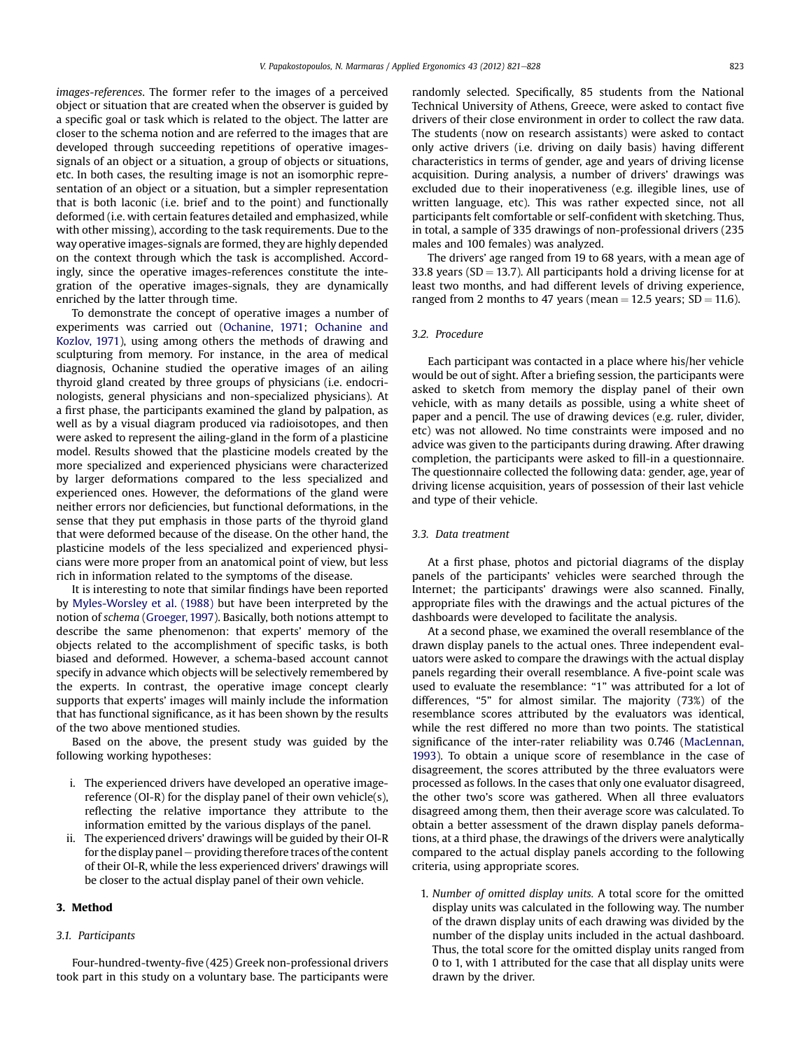*images-references*. The former refer to the images of a perceived object or situation that are created when the observer is guided by a specific goal or task which is related to the object. The latter are closer to the schema notion and are referred to the images that are developed through succeeding repetitions of operative images-signals of an object or a situation, a group of objects or situations, etc. In both cases, the resulting image is not an isomorphic representation of an object or a situation, but a simpler representation that is both laconic (i.e. brief and to the point) and functionally deformed (i.e. with certain features detailed and emphasized, while with other missing), according to the task requirements. Due to the way operative images-signals are formed, they are highly depended on the context through which the task is accomplished. Accordingly, since the operative images-references constitute the integration of the operative images-signals, they are dynamically enriched by the latter through time.

To demonstrate the concept of operative images a number of experiments was carried out (Ochanine, 1971; Ochanine and Kozlov, 1971), using among others the methods of drawing and sculpturing from memory. For instance, in the area of medical diagnosis, Ochanine studied the operative images of an ailing thyroid gland created by three groups of physicians (i.e. endocrinologists, general physicians and non-specialized physicians). At a first phase, the participants examined the gland by palpation, as well as by a visual diagram produced via radioisotopes, and then were asked to represent the ailing-gland in the form of a plasticine model. Results showed that the plasticine models created by the more specialized and experienced physicians were characterized by larger deformations compared to the less specialized and experienced ones. However, the deformations of the gland were neither errors nor deficiencies, but functional deformations, in the sense that they put emphasis in those parts of the thyroid gland that were deformed because of the disease. On the other hand, the plasticine models of the less specialized and experienced physicians were more proper from an anatomical point of view, but less rich in information related to the symptoms of the disease.

It is interesting to note that similar findings have been reported by Myles-Worsley et al. (1988) but have been interpreted by the notion of *schema* (Groeger, 1997). Basically, both notions attempt to describe the same phenomenon: that experts' memory of the objects related to the accomplishment of specific tasks, is both biased and deformed. However, a schema-based account cannot specify in advance which objects will be selectively remembered by the experts. In contrast, the operative image concept clearly supports that experts' images will mainly include the information that has functional significance, as it has been shown by the results of the two above mentioned studies.

Based on the above, the present study was guided by the following working hypotheses:

i. The experienced drivers have developed an operative image-reference (OI-R) for the display panel of their own vehicle(s), reflecting the relative importance they attribute to the information emitted by the various displays of the panel.
ii. The experienced drivers' drawings will be guided by their OI-R for the display panel – providing therefore traces of the content of their OI-R, while the less experienced drivers' drawings will be closer to the actual display panel of their own vehicle.

## 3. Method

### 3.1. Participants

Four-hundred-twenty-five (425) Greek non-professional drivers took part in this study on a voluntary base. The participants were randomly selected. Specifically, 85 students from the National Technical University of Athens, Greece, were asked to contact five drivers of their close environment in order to collect the raw data. The students (now on research assistants) were asked to contact only active drivers (i.e. driving on daily basis) having different characteristics in terms of gender, age and years of driving license acquisition. During analysis, a number of drivers' drawings was excluded due to their inoperativeness (e.g. illegible lines, use of written language, etc). This was rather expected since, not all participants felt comfortable or self-confident with sketching. Thus, in total, a sample of 335 drawings of non-professional drivers (235 males and 100 females) was analyzed.

The drivers' age ranged from 19 to 68 years, with a mean age of 33.8 years (SD = 13.7). All participants hold a driving license for at least two months, and had different levels of driving experience, ranged from 2 months to 47 years (mean = 12.5 years; SD = 11.6).

### 3.2. Procedure

Each participant was contacted in a place where his/her vehicle would be out of sight. After a briefing session, the participants were asked to sketch from memory the display panel of their own vehicle, with as many details as possible, using a white sheet of paper and a pencil. The use of drawing devices (e.g. ruler, divider, etc) was not allowed. No time constraints were imposed and no advice was given to the participants during drawing. After drawing completion, the participants were asked to fill-in a questionnaire. The questionnaire collected the following data: gender, age, year of driving license acquisition, years of possession of their last vehicle and type of their vehicle.

### 3.3. Data treatment

At a first phase, photos and pictorial diagrams of the display panels of the participants' vehicles were searched through the Internet; the participants' drawings were also scanned. Finally, appropriate files with the drawings and the actual pictures of the dashboards were developed to facilitate the analysis.

At a second phase, we examined the overall resemblance of the drawn display panels to the actual ones. Three independent evaluators were asked to compare the drawings with the actual display panels regarding their overall resemblance. A five-point scale was used to evaluate the resemblance: "1" was attributed for a lot of differences, "5" for almost similar. The majority (73%) of the resemblance scores attributed by the evaluators was identical, while the rest differed no more than two points. The statistical significance of the inter-rater reliability was 0.746 (MacLennan, 1993). To obtain a unique score of resemblance in the case of disagreement, the scores attributed by the three evaluators were processed as follows. In the cases that only one evaluator disagreed, the other two's score was gathered. When all three evaluators disagreed among them, then their average score was calculated. To obtain a better assessment of the drawn display panels deformations, at a third phase, the drawings of the drivers were analytically compared to the actual display panels according to the following criteria, using appropriate scores.

1. *Number of omitted display units.* A total score for the omitted display units was calculated in the following way. The number of the drawn display units of each drawing was divided by the number of the display units included in the actual dashboard. Thus, the total score for the omitted display units ranged from 0 to 1, with 1 attributed for the case that all display units were drawn by the driver.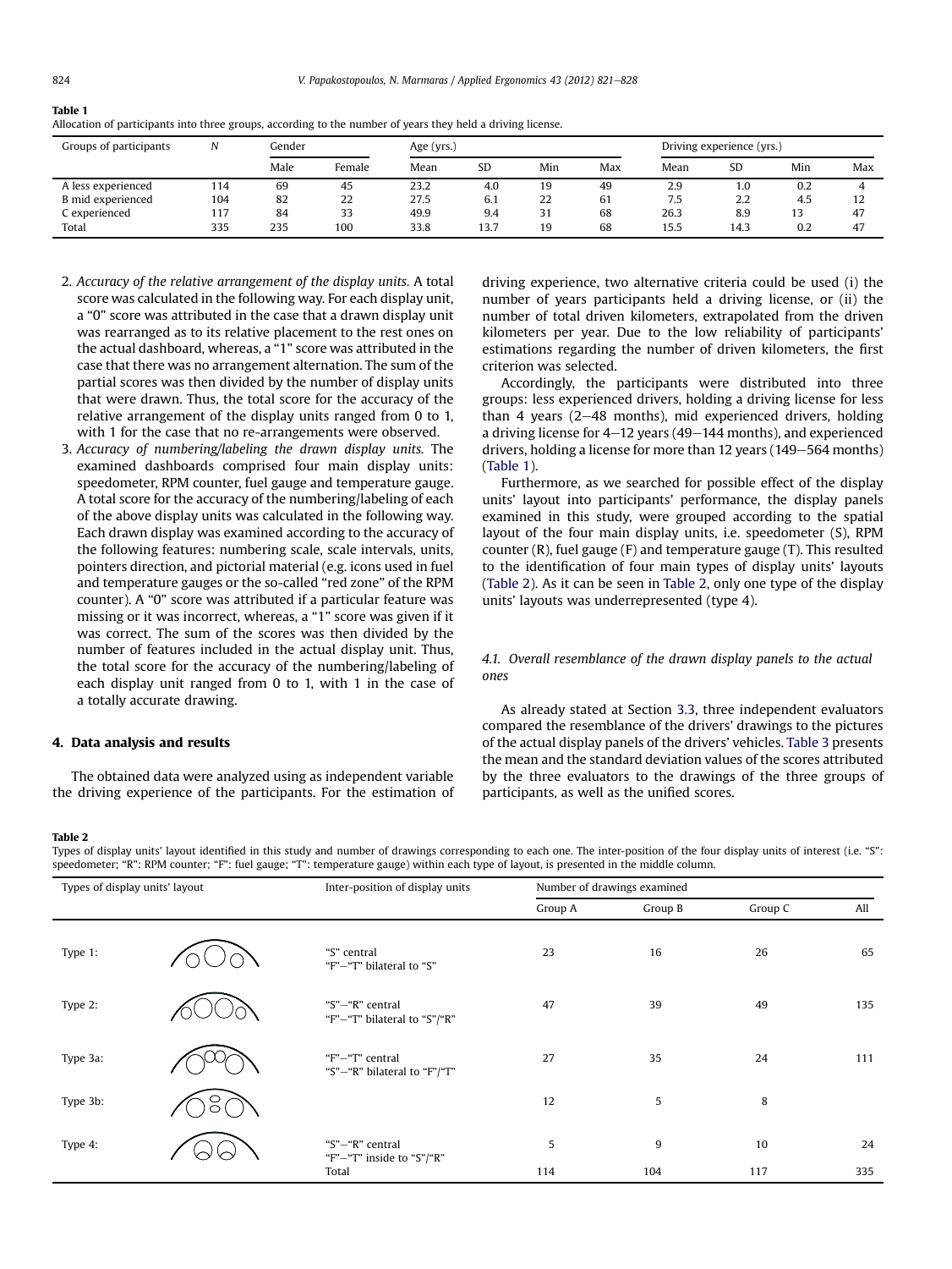**Table 1**
Allocation of participants into three groups, according to the number of years they held a driving license.

| Groups of participants | N | Gender | | Age (yrs.) | | | | Driving experience (yrs.) | | | |
|---|---|---|---|---|---|---|---|---|---|---|---|
| | | Male | Female | Mean | SD | Min | Max | Mean | SD | Min | Max |
| A less experienced | 114 | 69 | 45 | 23.2 | 4.0 | 19 | 49 | 2.9 | 1.0 | 0.2 | 4 |
| B mid experienced | 104 | 82 | 22 | 27.5 | 6.1 | 22 | 61 | 7.5 | 2.2 | 4.5 | 12 |
| C experienced | 117 | 84 | 33 | 49.9 | 9.4 | 31 | 68 | 26.3 | 8.9 | 13 | 47 |
| Total | 335 | 235 | 100 | 33.8 | 13.7 | 19 | 68 | 15.5 | 14.3 | 0.2 | 47 |

2. *Accuracy of the relative arrangement of the display units.* A total score was calculated in the following way. For each display unit, a "0" score was attributed in the case that a drawn display unit was rearranged as to its relative placement to the rest ones on the actual dashboard, whereas, a "1" score was attributed in the case that there was no arrangement alternation. The sum of the partial scores was then divided by the number of display units that were drawn. Thus, the total score for the accuracy of the relative arrangement of the display units ranged from 0 to 1, with 1 for the case that no re-arrangements were observed.
3. *Accuracy of numbering/labeling the drawn display units.* The examined dashboards comprised four main display units: speedometer, RPM counter, fuel gauge and temperature gauge. A total score for the accuracy of the numbering/labeling of each of the above display units was calculated in the following way. Each drawn display was examined according to the accuracy of the following features: numbering scale, scale intervals, units, pointers direction, and pictorial material (e.g. icons used in fuel and temperature gauges or the so-called "red zone" of the RPM counter). A "0" score was attributed if a particular feature was missing or it was incorrect, whereas, a "1" score was given if it was correct. The sum of the scores was then divided by the number of features included in the actual display unit. Thus, the total score for the accuracy of the numbering/labeling of each display unit ranged from 0 to 1, with 1 in the case of a totally accurate drawing.

## 4. Data analysis and results

The obtained data were analyzed using as independent variable the driving experience of the participants. For the estimation of driving experience, two alternative criteria could be used (i) the number of years participants held a driving license, or (ii) the number of total driven kilometers, extrapolated from the driven kilometers per year. Due to the low reliability of participants' estimations regarding the number of driven kilometers, the first criterion was selected.

Accordingly, the participants were distributed into three groups: less experienced drivers, holding a driving license for less than 4 years (2–48 months), mid experienced drivers, holding a driving license for 4–12 years (49–144 months), and experienced drivers, holding a license for more than 12 years (149–564 months) (Table 1).

Furthermore, as we searched for possible effect of the display units' layout into participants' performance, the display panels examined in this study, were grouped according to the spatial layout of the four main display units, i.e. speedometer (S), RPM counter (R), fuel gauge (F) and temperature gauge (T). This resulted to the identification of four main types of display units' layouts (Table 2). As it can be seen in Table 2, only one type of the display units' layouts was underrepresented (type 4).

### 4.1. Overall resemblance of the drawn display panels to the actual ones

As already stated at Section 3.3, three independent evaluators compared the resemblance of the drivers' drawings to the pictures of the actual display panels of the drivers' vehicles. Table 3 presents the mean and the standard deviation values of the scores attributed by the three evaluators to the drawings of the three groups of participants, as well as the unified scores.

**Table 2**
Types of display units' layout identified in this study and number of drawings corresponding to each one. The inter-position of the four display units of interest (i.e. "S": speedometer; "R": RPM counter; "F": fuel gauge; "T": temperature gauge) within each type of layout, is presented in the middle column.

| Types of display units' layout | Inter-position of display units | Number of drawings examined | | | |
|---|---|---|---|---|---|
| | | Group A | Group B | Group C | All |
| Type 1: | "S" central<br>"F"–"T" bilateral to "S" | 23 | 16 | 26 | 65 |
| Type 2: | "S"–"R" central<br>"F"–"T" bilateral to "S"/"R" | 47 | 39 | 49 | 135 |
| Type 3a: | "F"–"T" central<br>"S"–"R" bilateral to "F"/"T" | 27 | 35 | 24 | 111 |
| Type 3b: | | 12 | 5 | 8 | |
| Type 4: | "S"–"R" central<br>"F"–"T" inside to "S"/"R" | 5 | 9 | 10 | 24 |
| | Total | 114 | 104 | 117 | 335 |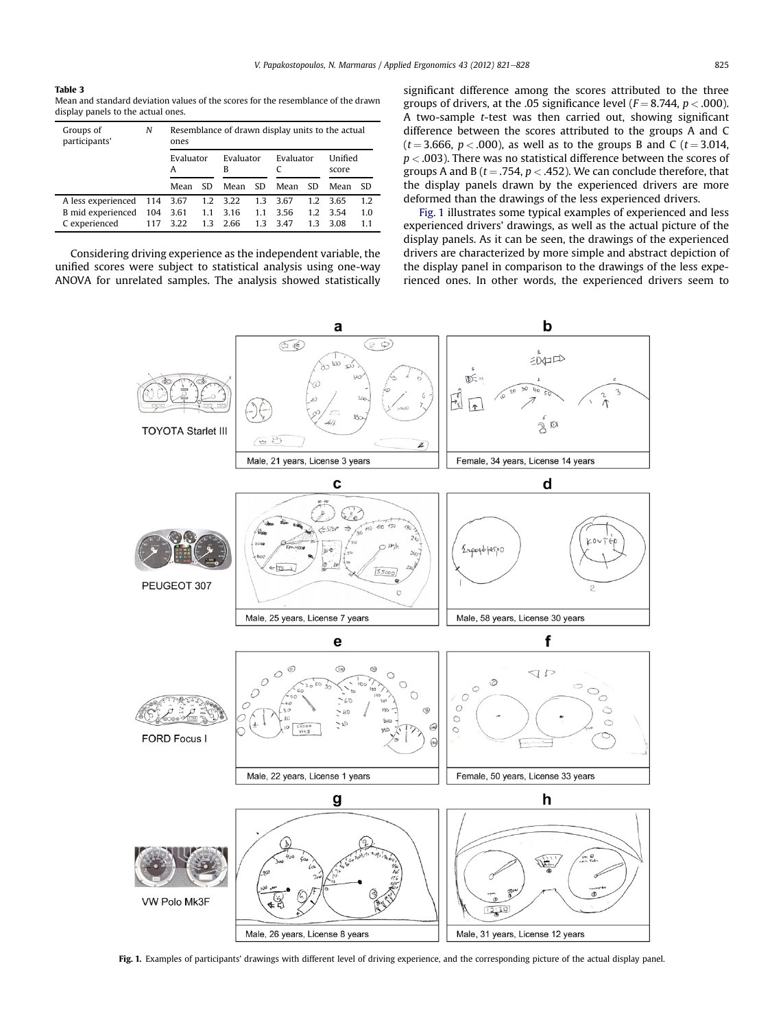**Table 3**
Mean and standard deviation values of the scores for the resemblance of the drawn display panels to the actual ones.

| Groups of participants' | N | Resemblance of drawn display units to the actual ones | | | | | | | |
|---|---|---|---|---|---|---|---|---|---|
| | | Evaluator A | | Evaluator B | | Evaluator C | | Unified score | |
| | | Mean | SD | Mean | SD | Mean | SD | Mean | SD |
| A less experienced | 114 | 3.67 | 1.2 | 3.22 | 1.3 | 3.67 | 1.2 | 3.65 | 1.2 |
| B mid experienced | 104 | 3.61 | 1.1 | 3.16 | 1.1 | 3.56 | 1.2 | 3.54 | 1.0 |
| C experienced | 117 | 3.22 | 1.3 | 2.66 | 1.3 | 3.47 | 1.3 | 3.08 | 1.1 |

Considering driving experience as the independent variable, the unified scores were subject to statistical analysis using one-way ANOVA for unrelated samples. The analysis showed statistically significant difference among the scores attributed to the three groups of drivers, at the .05 significance level ($F = 8.744$, $p < .000$). A two-sample $t$-test was then carried out, showing significant difference between the scores attributed to the groups A and C ($t = 3.666$, $p < .000$), as well as to the groups B and C ($t = 3.014$, $p < .003$). There was no statistical difference between the scores of groups A and B ($t = .754$, $p < .452$). We can conclude therefore, that the display panels drawn by the experienced drivers are more deformed than the drawings of the less experienced drivers.

Fig. 1 illustrates some typical examples of experienced and less experienced drivers' drawings, as well as the actual picture of the display panels. As it can be seen, the drawings of the experienced drivers are characterized by more simple and abstract depiction of the display panel in comparison to the drawings of the less experienced ones. In other words, the experienced drivers seem to

**Fig. 1.** Examples of participants' drawings with different level of driving experience, and the corresponding picture of the actual display panel.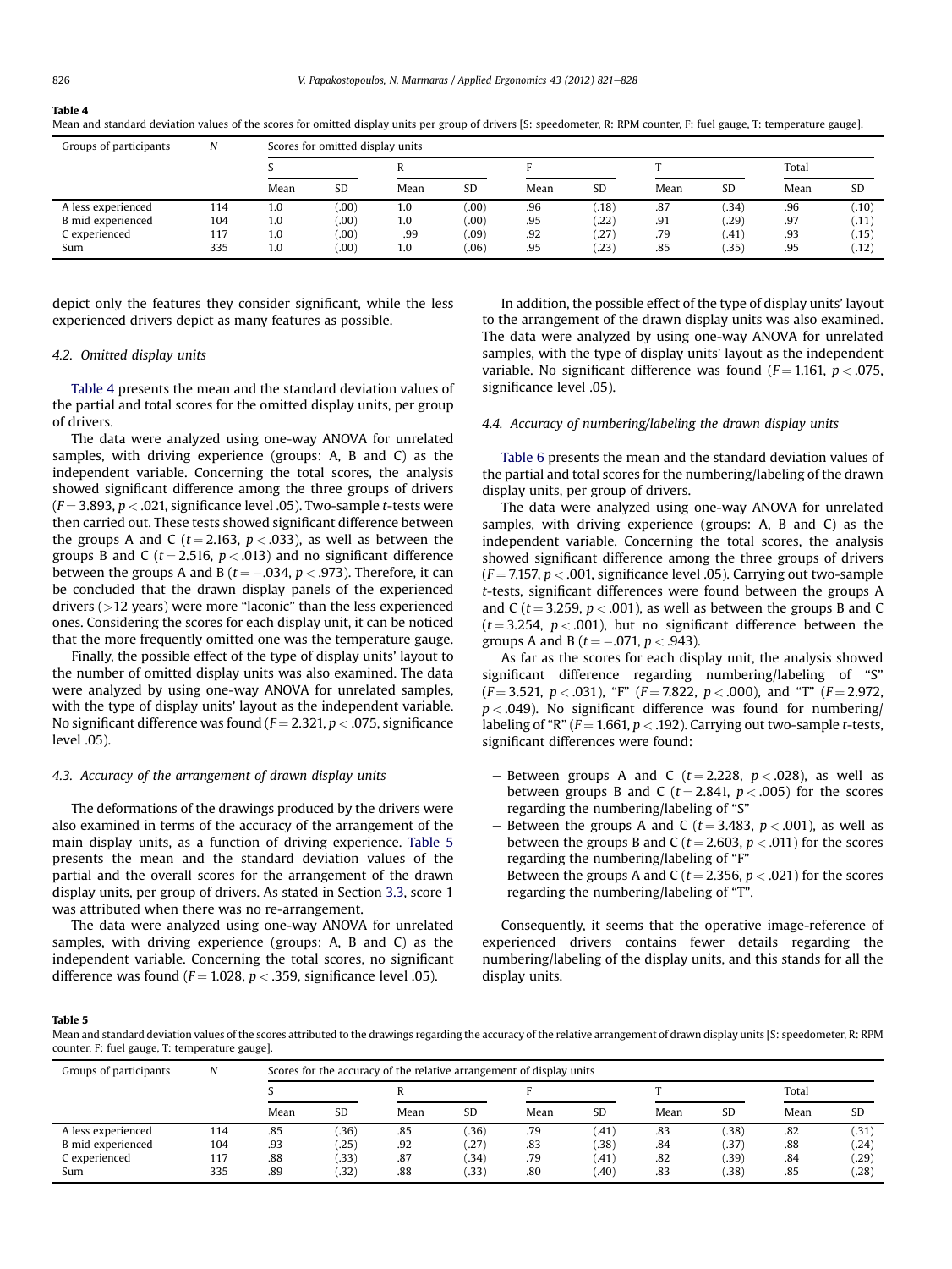**Table 4**

Mean and standard deviation values of the scores for omitted display units per group of drivers [S: speedometer, R: RPM counter, F: fuel gauge, T: temperature gauge].

| Groups of participants | N | Scores for omitted display units | | | | | | | | | |
|---|---|---|---|---|---|---|---|---|---|---|---|
| | | S | | R | | F | | T | | Total | |
| | | Mean | SD | Mean | SD | Mean | SD | Mean | SD | Mean | SD |
| A less experienced | 114 | 1.0 | (.00) | 1.0 | (.00) | .96 | (.18) | .87 | (.34) | .96 | (.10) |
| B mid experienced | 104 | 1.0 | (.00) | 1.0 | (.00) | .95 | (.22) | .91 | (.29) | .97 | (.11) |
| C experienced | 117 | 1.0 | (.00) | .99 | (.09) | .92 | (.27) | .79 | (.41) | .93 | (.15) |
| Sum | 335 | 1.0 | (.00) | 1.0 | (.06) | .95 | (.23) | .85 | (.35) | .95 | (.12) |

depict only the features they consider significant, while the less experienced drivers depict as many features as possible.

### 4.2. Omitted display units

Table 4 presents the mean and the standard deviation values of the partial and total scores for the omitted display units, per group of drivers.

The data were analyzed using one-way ANOVA for unrelated samples, with driving experience (groups: A, B and C) as the independent variable. Concerning the total scores, the analysis showed significant difference among the three groups of drivers ($F = 3.893$, $p < .021$, significance level .05). Two-sample $t$-tests were then carried out. These tests showed significant difference between the groups A and C ($t = 2.163$, $p < .033$), as well as between the groups B and C ($t = 2.516$, $p < .013$) and no significant difference between the groups A and B ($t = -.034$, $p < .973$). Therefore, it can be concluded that the drawn display panels of the experienced drivers (>12 years) were more "laconic" than the less experienced ones. Considering the scores for each display unit, it can be noticed that the more frequently omitted one was the temperature gauge.

Finally, the possible effect of the type of display units' layout to the number of omitted display units was also examined. The data were analyzed by using one-way ANOVA for unrelated samples, with the type of display units' layout as the independent variable. No significant difference was found ($F = 2.321$, $p < .075$, significance level .05).

### 4.3. Accuracy of the arrangement of drawn display units

The deformations of the drawings produced by the drivers were also examined in terms of the accuracy of the arrangement of the main display units, as a function of driving experience. Table 5 presents the mean and the standard deviation values of the partial and the overall scores for the arrangement of the drawn display units, per group of drivers. As stated in Section 3.3, score 1 was attributed when there was no re-arrangement.

The data were analyzed using one-way ANOVA for unrelated samples, with driving experience (groups: A, B and C) as the independent variable. Concerning the total scores, no significant difference was found ($F = 1.028$, $p < .359$, significance level .05).

In addition, the possible effect of the type of display units' layout to the arrangement of the drawn display units was also examined. The data were analyzed by using one-way ANOVA for unrelated samples, with the type of display units' layout as the independent variable. No significant difference was found ($F = 1.161$, $p < .075$, significance level .05).

### 4.4. Accuracy of numbering/labeling the drawn display units

Table 6 presents the mean and the standard deviation values of the partial and total scores for the numbering/labeling of the drawn display units, per group of drivers.

The data were analyzed using one-way ANOVA for unrelated samples, with driving experience (groups: A, B and C) as the independent variable. Concerning the total scores, the analysis showed significant difference among the three groups of drivers ($F = 7.157$, $p < .001$, significance level .05). Carrying out two-sample $t$-tests, significant differences were found between the groups A and C ($t = 3.259$, $p < .001$), as well as between the groups B and C ($t = 3.254$, $p < .001$), but no significant difference between the groups A and B ($t = -.071$, $p < .943$).

As far as the scores for each display unit, the analysis showed significant difference regarding numbering/labeling of "S" ($F = 3.521$, $p < .031$), "F" ($F = 7.822$, $p < .000$), and "T" ($F = 2.972$, $p < .049$). No significant difference was found for numbering/labeling of "R" ($F = 1.661$, $p < .192$). Carrying out two-sample $t$-tests, significant differences were found:

- Between groups A and C ($t = 2.228$, $p < .028$), as well as between groups B and C ($t = 2.841$, $p < .005$) for the scores regarding the numbering/labeling of "S"
- Between the groups A and C ($t = 3.483$, $p < .001$), as well as between the groups B and C ($t = 2.603$, $p < .011$) for the scores regarding the numbering/labeling of "F"
- Between the groups A and C ($t = 2.356$, $p < .021$) for the scores regarding the numbering/labeling of "T".

Consequently, it seems that the operative image-reference of experienced drivers contains fewer details regarding the numbering/labeling of the display units, and this stands for all the display units.

**Table 5**

Mean and standard deviation values of the scores attributed to the drawings regarding the accuracy of the relative arrangement of drawn display units [S: speedometer, R: RPM counter, F: fuel gauge, T: temperature gauge].

| Groups of participants | N | Scores for the accuracy of the relative arrangement of display units | | | | | | | | | |
|---|---|---|---|---|---|---|---|---|---|---|---|
| | | S | | R | | F | | T | | Total | |
| | | Mean | SD | Mean | SD | Mean | SD | Mean | SD | Mean | SD |
| A less experienced | 114 | .85 | (.36) | .85 | (.36) | .79 | (.41) | .83 | (.38) | .82 | (.31) |
| B mid experienced | 104 | .93 | (.25) | .92 | (.27) | .83 | (.38) | .84 | (.37) | .88 | (.24) |
| C experienced | 117 | .88 | (.33) | .87 | (.34) | .79 | (.41) | .82 | (.39) | .84 | (.29) |
| Sum | 335 | .89 | (.32) | .88 | (.33) | .80 | (.40) | .83 | (.38) | .85 | (.28) |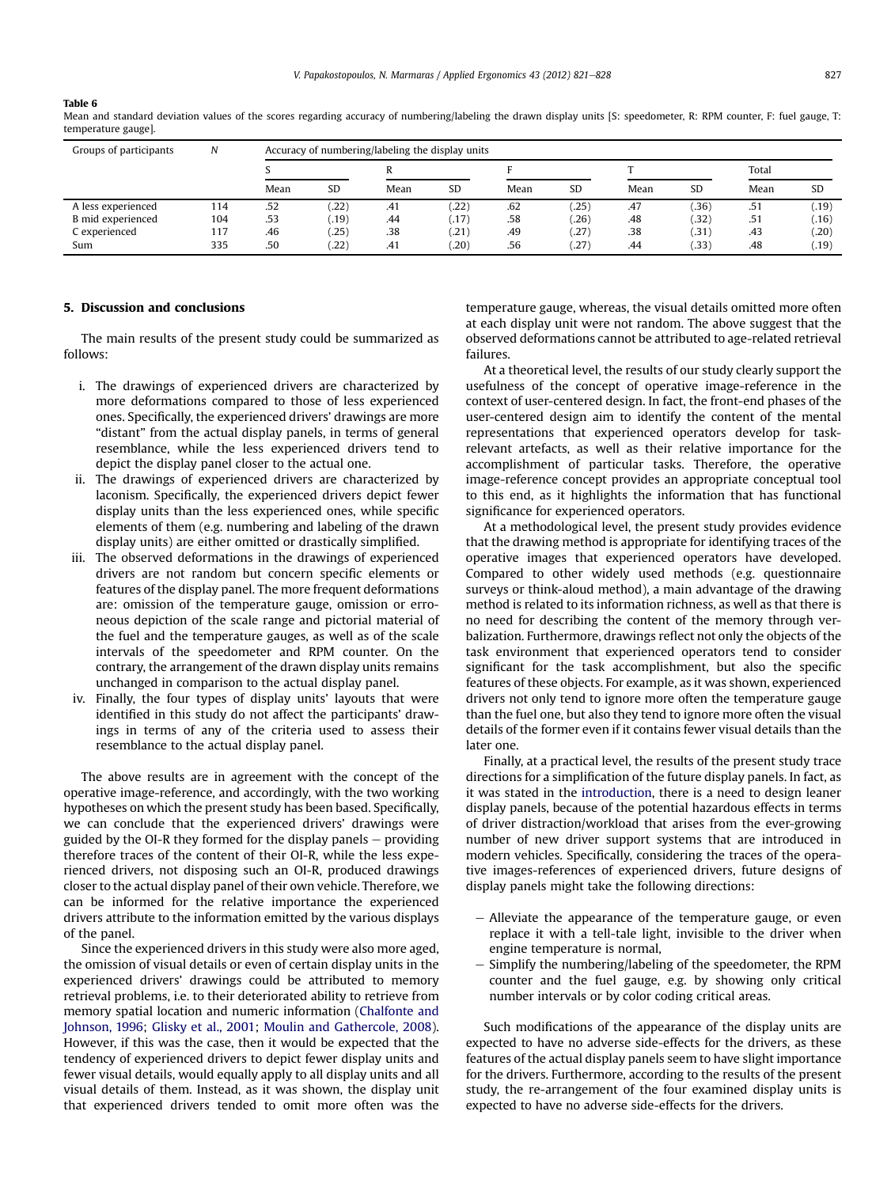**Table 6**
Mean and standard deviation values of the scores regarding accuracy of numbering/labeling the drawn display units [S: speedometer, R: RPM counter, F: fuel gauge, T: temperature gauge].

| Groups of participants | N | Accuracy of numbering/labeling the display units | | | | | | | | | |
|---|---|---|---|---|---|---|---|---|---|---|---|
| | | S | | R | | F | | T | | Total | |
| | | Mean | SD | Mean | SD | Mean | SD | Mean | SD | Mean | SD |
| A less experienced | 114 | .52 | (.22) | .41 | (.22) | .62 | (.25) | .47 | (.36) | .51 | (.19) |
| B mid experienced | 104 | .53 | (.19) | .44 | (.17) | .58 | (.26) | .48 | (.32) | .51 | (.16) |
| C experienced | 117 | .46 | (.25) | .38 | (.21) | .49 | (.27) | .38 | (.31) | .43 | (.20) |
| Sum | 335 | .50 | (.22) | .41 | (.20) | .56 | (.27) | .44 | (.33) | .48 | (.19) |

## 5. Discussion and conclusions

The main results of the present study could be summarized as follows:

i. The drawings of experienced drivers are characterized by more deformations compared to those of less experienced ones. Specifically, the experienced drivers' drawings are more "distant" from the actual display panels, in terms of general resemblance, while the less experienced drivers tend to depict the display panel closer to the actual one.
ii. The drawings of experienced drivers are characterized by laconism. Specifically, the experienced drivers depict fewer display units than the less experienced ones, while specific elements of them (e.g. numbering and labeling of the drawn display units) are either omitted or drastically simplified.
iii. The observed deformations in the drawings of experienced drivers are not random but concern specific elements or features of the display panel. The more frequent deformations are: omission of the temperature gauge, omission or erroneous depiction of the scale range and pictorial material of the fuel and the temperature gauges, as well as of the scale intervals of the speedometer and RPM counter. On the contrary, the arrangement of the drawn display units remains unchanged in comparison to the actual display panel.
iv. Finally, the four types of display units' layouts that were identified in this study do not affect the participants' drawings in terms of any of the criteria used to assess their resemblance to the actual display panel.

The above results are in agreement with the concept of the operative image-reference, and accordingly, with the two working hypotheses on which the present study has been based. Specifically, we can conclude that the experienced drivers' drawings were guided by the OI-R they formed for the display panels – providing therefore traces of the content of their OI-R, while the less experienced drivers, not disposing such an OI-R, produced drawings closer to the actual display panel of their own vehicle. Therefore, we can be informed for the relative importance the experienced drivers attribute to the information emitted by the various displays of the panel.

Since the experienced drivers in this study were also more aged, the omission of visual details or even of certain display units in the experienced drivers' drawings could be attributed to memory retrieval problems, i.e. to their deteriorated ability to retrieve from memory spatial location and numeric information (Chalfonte and Johnson, 1996; Glisky et al., 2001; Moulin and Gathercole, 2008). However, if this was the case, then it would be expected that the tendency of experienced drivers to depict fewer display units and fewer visual details, would equally apply to all display units and all visual details of them. Instead, as it was shown, the display unit that experienced drivers tended to omit more often was the temperature gauge, whereas, the visual details omitted more often at each display unit were not random. The above suggest that the observed deformations cannot be attributed to age-related retrieval failures.

At a theoretical level, the results of our study clearly support the usefulness of the concept of operative image-reference in the context of user-centered design. In fact, the front-end phases of the user-centered design aim to identify the content of the mental representations that experienced operators develop for task-relevant artefacts, as well as their relative importance for the accomplishment of particular tasks. Therefore, the operative image-reference concept provides an appropriate conceptual tool to this end, as it highlights the information that has functional significance for experienced operators.

At a methodological level, the present study provides evidence that the drawing method is appropriate for identifying traces of the operative images that experienced operators have developed. Compared to other widely used methods (e.g. questionnaire surveys or think-aloud method), a main advantage of the drawing method is related to its information richness, as well as that there is no need for describing the content of the memory through verbalization. Furthermore, drawings reflect not only the objects of the task environment that experienced operators tend to consider significant for the task accomplishment, but also the specific features of these objects. For example, as it was shown, experienced drivers not only tend to ignore more often the temperature gauge than the fuel one, but also they tend to ignore more often the visual details of the former even if it contains fewer visual details than the later one.

Finally, at a practical level, the results of the present study trace directions for a simplification of the future display panels. In fact, as it was stated in the introduction, there is a need to design leaner display panels, because of the potential hazardous effects in terms of driver distraction/workload that arises from the ever-growing number of new driver support systems that are introduced in modern vehicles. Specifically, considering the traces of the operative images-references of experienced drivers, future designs of display panels might take the following directions:

- Alleviate the appearance of the temperature gauge, or even replace it with a tell-tale light, invisible to the driver when engine temperature is normal,
- Simplify the numbering/labeling of the speedometer, the RPM counter and the fuel gauge, e.g. by showing only critical number intervals or by color coding critical areas.

Such modifications of the appearance of the display units are expected to have no adverse side-effects for the drivers, as these features of the actual display panels seem to have slight importance for the drivers. Furthermore, according to the results of the present study, the re-arrangement of the four examined display units is expected to have no adverse side-effects for the drivers.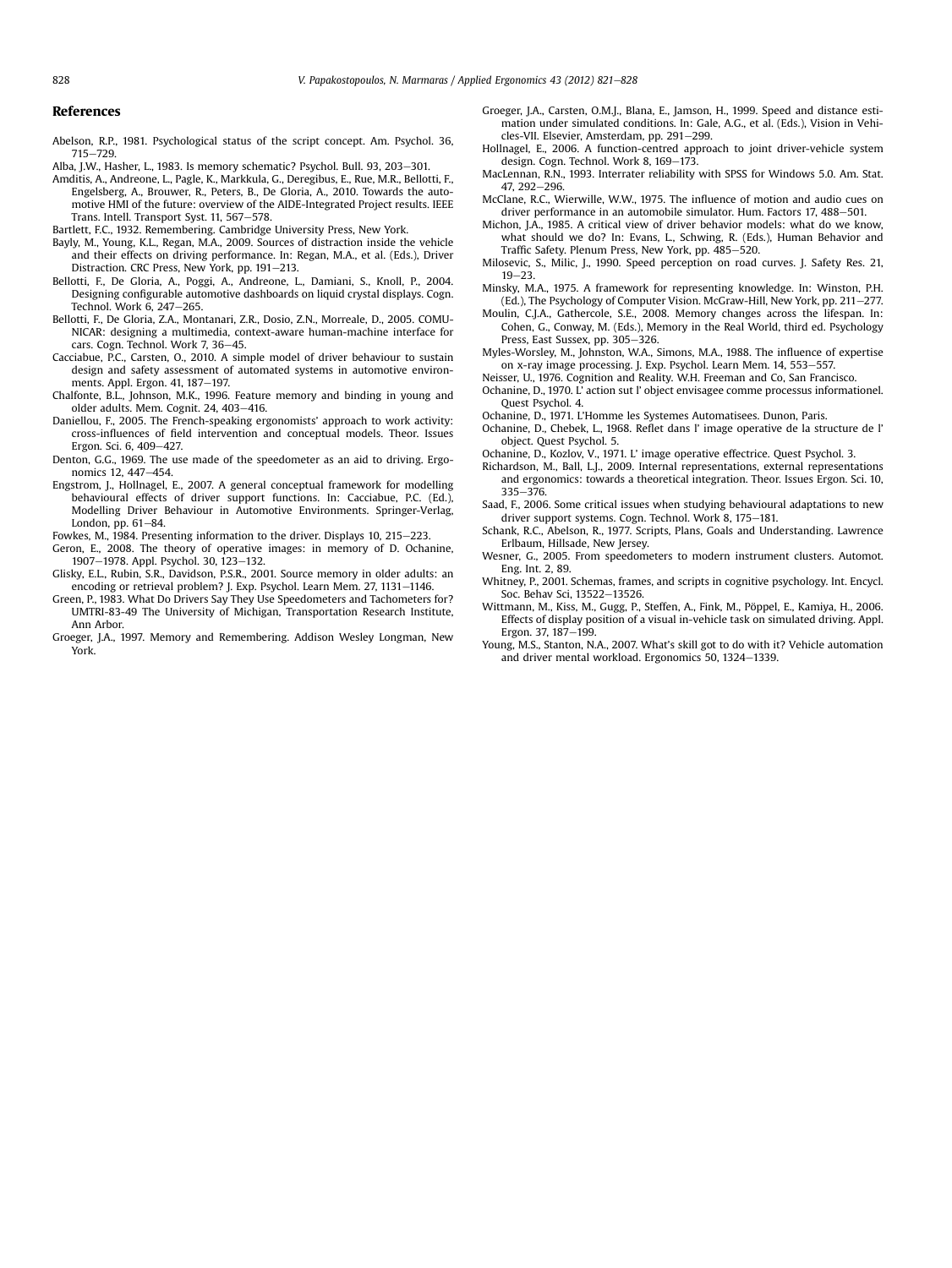## References

Abelson, R.P., 1981. Psychological status of the script concept. Am. Psychol. 36, 715–729.

Alba, J.W., Hasher, L., 1983. Is memory schematic? Psychol. Bull. 93, 203–301.

Amditis, A., Andreone, L., Pagle, K., Markkula, G., Deregibus, E., Rue, M.R., Bellotti, F., Engelsberg, A., Brouwer, R., Peters, B., De Gloria, A., 2010. Towards the automotive HMI of the future: overview of the AIDE-Integrated Project results. IEEE Trans. Intell. Transport Syst. 11, 567–578.

Bartlett, F.C., 1932. Remembering. Cambridge University Press, New York.

Bayly, M., Young, K.L., Regan, M.A., 2009. Sources of distraction inside the vehicle and their effects on driving performance. In: Regan, M.A., et al. (Eds.), Driver Distraction. CRC Press, New York, pp. 191–213.

Bellotti, F., De Gloria, A., Poggi, A., Andreone, L., Damiani, S., Knoll, P., 2004. Designing configurable automotive dashboards on liquid crystal displays. Cogn. Technol. Work 6, 247–265.

Bellotti, F., De Gloria, Z.A., Montanari, Z.R., Dosio, Z.N., Morreale, D., 2005. COMUNICAR: designing a multimedia, context-aware human-machine interface for cars. Cogn. Technol. Work 7, 36–45.

Cacciabue, P.C., Carsten, O., 2010. A simple model of driver behaviour to sustain design and safety assessment of automated systems in automotive environments. Appl. Ergon. 41, 187–197.

Chalfonte, B.L., Johnson, M.K., 1996. Feature memory and binding in young and older adults. Mem. Cognit. 24, 403–416.

Daniellou, F., 2005. The French-speaking ergonomists' approach to work activity: cross-influences of field intervention and conceptual models. Theor. Issues Ergon. Sci. 6, 409–427.

Denton, G.G., 1969. The use made of the speedometer as an aid to driving. Ergonomics 12, 447–454.

Engstrom, J., Hollnagel, E., 2007. A general conceptual framework for modelling behavioural effects of driver support functions. In: Cacciabue, P.C. (Ed.), Modelling Driver Behaviour in Automotive Environments. Springer-Verlag, London, pp. 61–84.

Fowkes, M., 1984. Presenting information to the driver. Displays 10, 215–223.

Geron, E., 2008. The theory of operative images: in memory of D. Ochanine, 1907–1978. Appl. Psychol. 30, 123–132.

Glisky, E.L., Rubin, S.R., Davidson, P.S.R., 2001. Source memory in older adults: an encoding or retrieval problem? J. Exp. Psychol. Learn Mem. 27, 1131–1146.

Green, P., 1983. What Do Drivers Say They Use Speedometers and Tachometers for? UMTRI-83-49 The University of Michigan, Transportation Research Institute, Ann Arbor.

Groeger, J.A., 1997. Memory and Remembering. Addison Wesley Longman, New York.

Groeger, J.A., Carsten, O.M.J., Blana, E., Jamson, H., 1999. Speed and distance estimation under simulated conditions. In: Gale, A.G., et al. (Eds.), Vision in Vehicles-VII. Elsevier, Amsterdam, pp. 291–299.

Hollnagel, E., 2006. A function-centred approach to joint driver-vehicle system design. Cogn. Technol. Work 8, 169–173.

MacLennan, R.N., 1993. Interrater reliability with SPSS for Windows 5.0. Am. Stat. 47, 292–296.

McClane, R.C., Wierwille, W.W., 1975. The influence of motion and audio cues on driver performance in an automobile simulator. Hum. Factors 17, 488–501.

Michon, J.A., 1985. A critical view of driver behavior models: what do we know, what should we do? In: Evans, L., Schwing, R. (Eds.), Human Behavior and Traffic Safety. Plenum Press, New York, pp. 485–520.

Milosevic, S., Milic, J., 1990. Speed perception on road curves. J. Safety Res. 21, 19–23.

Minsky, M.A., 1975. A framework for representing knowledge. In: Winston, P.H. (Ed.), The Psychology of Computer Vision. McGraw-Hill, New York, pp. 211–277.

Moulin, C.J.A., Gathercole, S.E., 2008. Memory changes across the lifespan. In: Cohen, G., Conway, M. (Eds.), Memory in the Real World, third ed. Psychology Press, East Sussex, pp. 305–326.

Myles-Worsley, M., Johnston, W.A., Simons, M.A., 1988. The influence of expertise on x-ray image processing. J. Exp. Psychol. Learn Mem. 14, 553–557.

Neisser, U., 1976. Cognition and Reality. W.H. Freeman and Co, San Francisco.

Ochanine, D., 1970. L' action sut l' object envisagee comme processus informationel. Quest Psychol. 4.

Ochanine, D., 1971. L'Homme les Systemes Automatisees. Dunon, Paris.

Ochanine, D., Chebek, L., 1968. Reflet dans l' image operative de la structure de l' object. Quest Psychol. 5.

Ochanine, D., Kozlov, V., 1971. L' image operative effectrice. Quest Psychol. 3.

Richardson, M., Ball, L.J., 2009. Internal representations, external representations and ergonomics: towards a theoretical integration. Theor. Issues Ergon. Sci. 10, 335–376.

Saad, F., 2006. Some critical issues when studying behavioural adaptations to new driver support systems. Cogn. Technol. Work 8, 175–181.

Schank, R.C., Abelson, R., 1977. Scripts, Plans, Goals and Understanding. Lawrence Erlbaum, Hillsade, New Jersey.

Wesner, G., 2005. From speedometers to modern instrument clusters. Automot. Eng. Int. 2, 89.

Whitney, P., 2001. Schemas, frames, and scripts in cognitive psychology. Int. Encycl. Soc. Behav Sci, 13522–13526.

Wittmann, M., Kiss, M., Gugg, P., Steffen, A., Fink, M., Pöppel, E., Kamiya, H., 2006. Effects of display position of a visual in-vehicle task on simulated driving. Appl. Ergon. 37, 187–199.

Young, M.S., Stanton, N.A., 2007. What's skill got to do with it? Vehicle automation and driver mental workload. Ergonomics 50, 1324–1339.